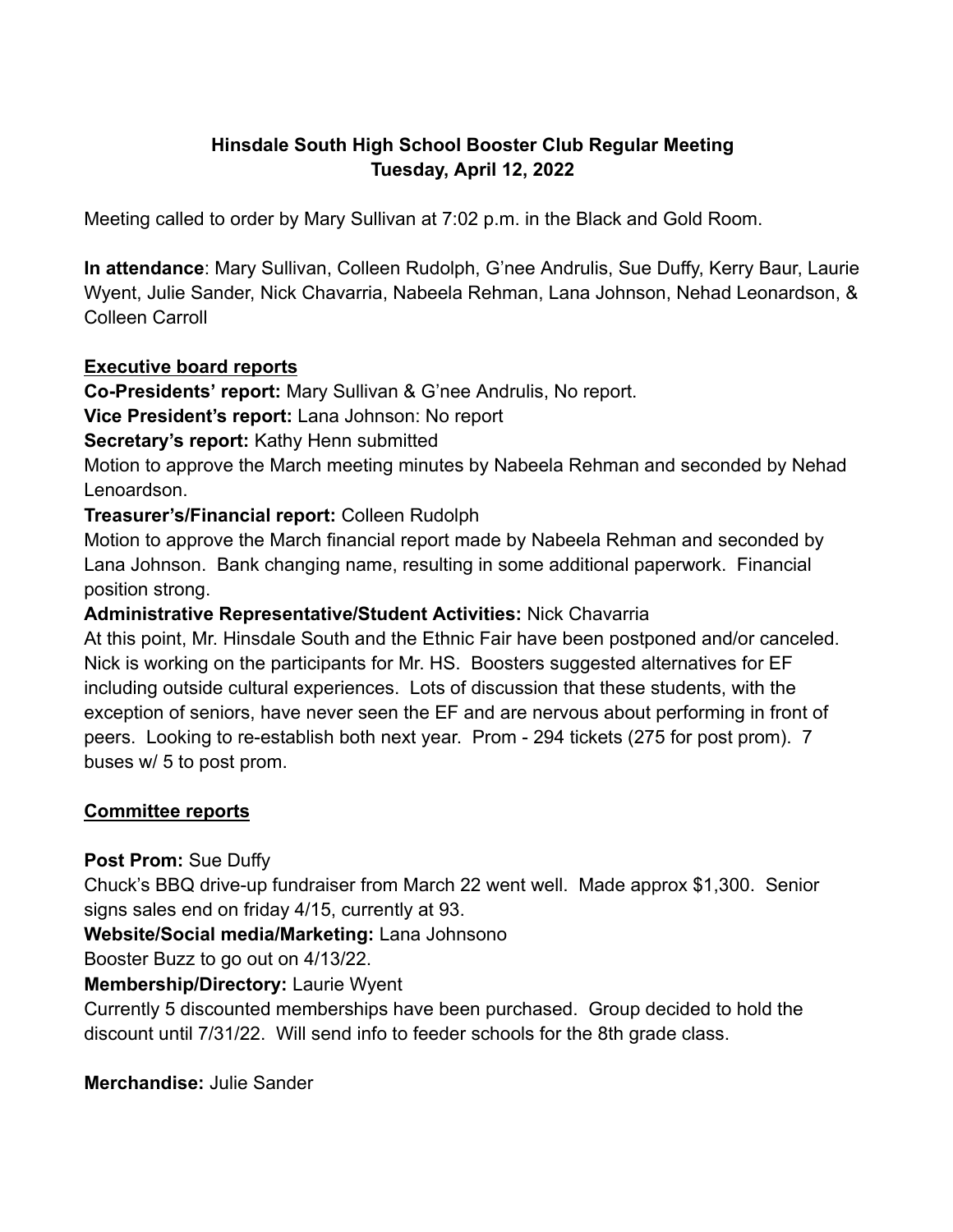**Hinsdale South High School Booster Club Regular Meeting**
**Tuesday, April 12, 2022**

Meeting called to order by Mary Sullivan at 7:02 p.m. in the Black and Gold Room.

**In attendance**: Mary Sullivan, Colleen Rudolph, G'nee Andrulis, Sue Duffy, Kerry Baur, Laurie Wyent, Julie Sander, Nick Chavarria, Nabeela Rehman, Lana Johnson, Nehad Leonardson, & Colleen Carroll

**Executive board reports**

**Co-Presidents' report:** Mary Sullivan & G'nee Andrulis, No report.

**Vice President's report:** Lana Johnson: No report

**Secretary's report:** Kathy Henn submitted

Motion to approve the March meeting minutes by Nabeela Rehman and seconded by Nehad Lenoardson.

**Treasurer's/Financial report:** Colleen Rudolph

Motion to approve the March financial report made by Nabeela Rehman and seconded by Lana Johnson. Bank changing name, resulting in some additional paperwork. Financial position strong.

**Administrative Representative/Student Activities:** Nick Chavarria

At this point, Mr. Hinsdale South and the Ethnic Fair have been postponed and/or canceled. Nick is working on the participants for Mr. HS. Boosters suggested alternatives for EF including outside cultural experiences. Lots of discussion that these students, with the exception of seniors, have never seen the EF and are nervous about performing in front of peers. Looking to re-establish both next year. Prom - 294 tickets (275 for post prom). 7 buses w/ 5 to post prom.

**Committee reports**

**Post Prom:** Sue Duffy

Chuck's BBQ drive-up fundraiser from March 22 went well. Made approx $1,300. Senior signs sales end on friday 4/15, currently at 93.

**Website/Social media/Marketing:** Lana Johnsono

Booster Buzz to go out on 4/13/22.

**Membership/Directory:** Laurie Wyent

Currently 5 discounted memberships have been purchased. Group decided to hold the discount until 7/31/22. Will send info to feeder schools for the 8th grade class.

**Merchandise:** Julie Sander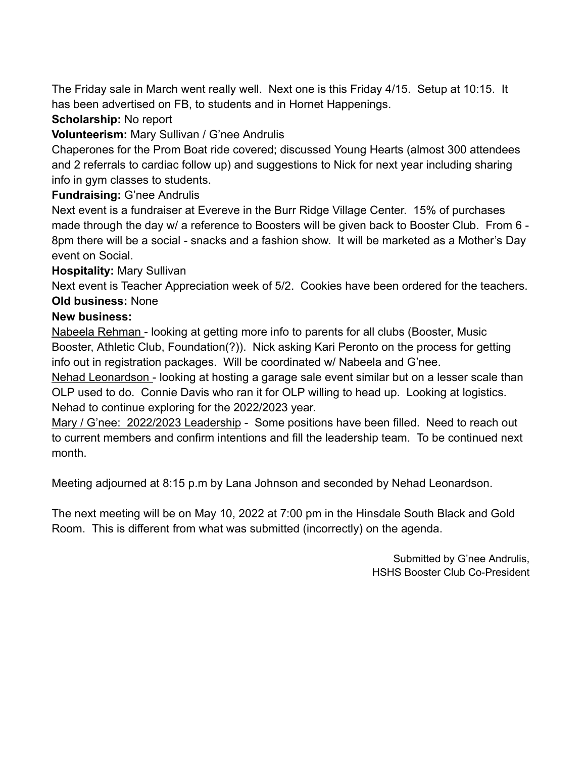The Friday sale in March went really well. Next one is this Friday 4/15. Setup at 10:15. It has been advertised on FB, to students and in Hornet Happenings.

**Scholarship:** No report

**Volunteerism:** Mary Sullivan / G'nee Andrulis

Chaperones for the Prom Boat ride covered; discussed Young Hearts (almost 300 attendees and 2 referrals to cardiac follow up) and suggestions to Nick for next year including sharing info in gym classes to students.

**Fundraising:** G'nee Andrulis

Next event is a fundraiser at Evereve in the Burr Ridge Village Center. 15% of purchases made through the day w/ a reference to Boosters will be given back to Booster Club. From 6 - 8pm there will be a social - snacks and a fashion show. It will be marketed as a Mother's Day event on Social.

**Hospitality:** Mary Sullivan

Next event is Teacher Appreciation week of 5/2. Cookies have been ordered for the teachers.

**Old business:** None

**New business:**

<u>Nabeela Rehman</u> - looking at getting more info to parents for all clubs (Booster, Music Booster, Athletic Club, Foundation(?)). Nick asking Kari Peronto on the process for getting info out in registration packages. Will be coordinated w/ Nabeela and G'nee.

<u>Nehad Leonardson</u> - looking at hosting a garage sale event similar but on a lesser scale than OLP used to do. Connie Davis who ran it for OLP willing to head up. Looking at logistics. Nehad to continue exploring for the 2022/2023 year.

<u>Mary / G'nee: 2022/2023 Leadership</u> - Some positions have been filled. Need to reach out to current members and confirm intentions and fill the leadership team. To be continued next month.

Meeting adjourned at 8:15 p.m by Lana Johnson and seconded by Nehad Leonardson.

The next meeting will be on May 10, 2022 at 7:00 pm in the Hinsdale South Black and Gold Room. This is different from what was submitted (incorrectly) on the agenda.

Submitted by G'nee Andrulis,
HSHS Booster Club Co-President